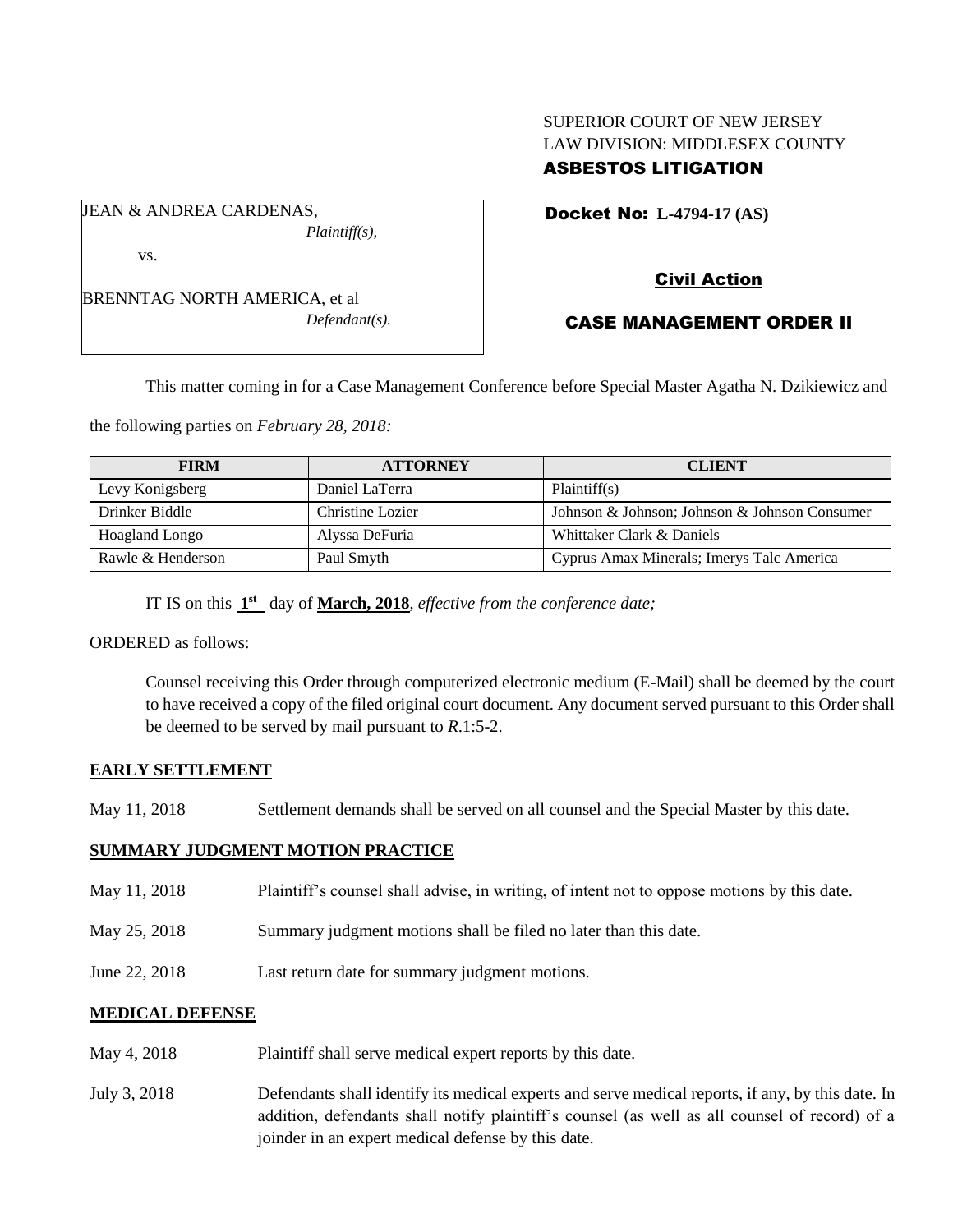SUPERIOR COURT OF NEW JERSEY
LAW DIVISION: MIDDLESEX COUNTY
**ASBESTOS LITIGATION**

JEAN & ANDREA CARDENAS,
*Plaintiff(s),*

vs.

BRENNTAG NORTH AMERICA, et al
*Defendant(s).*

**Docket No: L-4794-17 (AS)**

**Civil Action**

**CASE MANAGEMENT ORDER II**

This matter coming in for a Case Management Conference before Special Master Agatha N. Dzikiewicz and the following parties on ***February 28, 2018:***

| FIRM | ATTORNEY | CLIENT |
| --- | --- | --- |
| Levy Konigsberg | Daniel LaTerra | Plaintiff(s) |
| Drinker Biddle | Christine Lozier | Johnson & Johnson; Johnson & Johnson Consumer |
| Hoagland Longo | Alyssa DeFuria | Whittaker Clark & Daniels |
| Rawle & Henderson | Paul Smyth | Cyprus Amax Minerals; Imerys Talc America |

IT IS on this **1st** day of **March, 2018**, *effective from the conference date;*

ORDERED as follows:

Counsel receiving this Order through computerized electronic medium (E-Mail) shall be deemed by the court to have received a copy of the filed original court document. Any document served pursuant to this Order shall be deemed to be served by mail pursuant to *R*.1:5-2.

**EARLY SETTLEMENT**

May 11, 2018 Settlement demands shall be served on all counsel and the Special Master by this date.

**SUMMARY JUDGMENT MOTION PRACTICE**

May 11, 2018 Plaintiff's counsel shall advise, in writing, of intent not to oppose motions by this date.

May 25, 2018 Summary judgment motions shall be filed no later than this date.

June 22, 2018 Last return date for summary judgment motions.

**MEDICAL DEFENSE**

May 4, 2018 Plaintiff shall serve medical expert reports by this date.

July 3, 2018 Defendants shall identify its medical experts and serve medical reports, if any, by this date. In addition, defendants shall notify plaintiff's counsel (as well as all counsel of record) of a joinder in an expert medical defense by this date.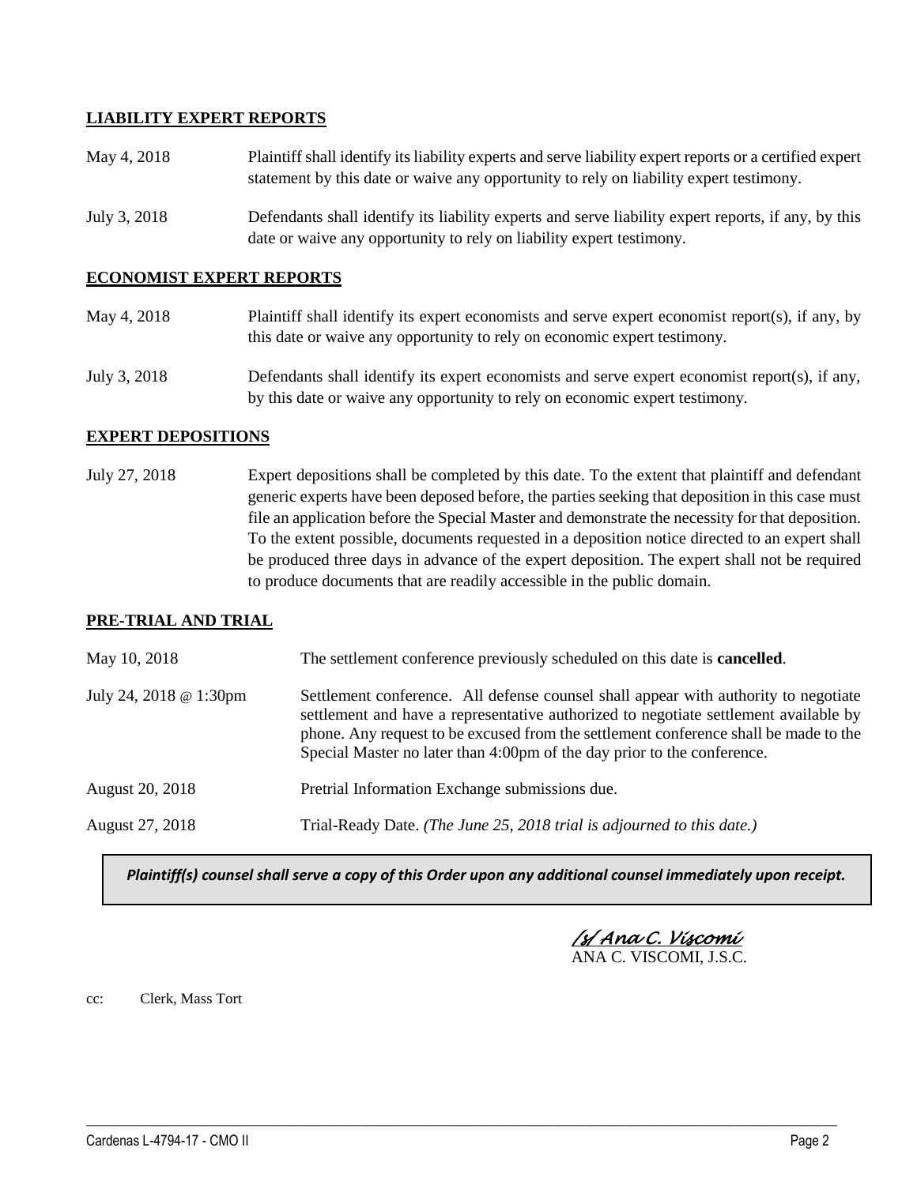**LIABILITY EXPERT REPORTS**

| | |
|---|---|
| May 4, 2018 | Plaintiff shall identify its liability experts and serve liability expert reports or a certified expert statement by this date or waive any opportunity to rely on liability expert testimony. |
| July 3, 2018 | Defendants shall identify its liability experts and serve liability expert reports, if any, by this date or waive any opportunity to rely on liability expert testimony. |

**ECONOMIST EXPERT REPORTS**

| | |
|---|---|
| May 4, 2018 | Plaintiff shall identify its expert economists and serve expert economist report(s), if any, by this date or waive any opportunity to rely on economic expert testimony. |
| July 3, 2018 | Defendants shall identify its expert economists and serve expert economist report(s), if any, by this date or waive any opportunity to rely on economic expert testimony. |

**EXPERT DEPOSITIONS**

| | |
|---|---|
| July 27, 2018 | Expert depositions shall be completed by this date. To the extent that plaintiff and defendant generic experts have been deposed before, the parties seeking that deposition in this case must file an application before the Special Master and demonstrate the necessity for that deposition. To the extent possible, documents requested in a deposition notice directed to an expert shall be produced three days in advance of the expert deposition. The expert shall not be required to produce documents that are readily accessible in the public domain. |

**PRE-TRIAL AND TRIAL**

| | |
|---|---|
| May 10, 2018 | The settlement conference previously scheduled on this date is **cancelled**. |
| July 24, 2018 @ 1:30pm | Settlement conference. All defense counsel shall appear with authority to negotiate settlement and have a representative authorized to negotiate settlement available by phone. Any request to be excused from the settlement conference shall be made to the Special Master no later than 4:00pm of the day prior to the conference. |
| August 20, 2018 | Pretrial Information Exchange submissions due. |
| August 27, 2018 | Trial-Ready Date. *(The June 25, 2018 trial is adjourned to this date.)* |

***Plaintiff(s) counsel shall serve a copy of this Order upon any additional counsel immediately upon receipt.***

*/s/ Ana C. Viscomi*
ANA C. VISCOMI, J.S.C.

cc: Clerk, Mass Tort

Cardenas L-4794-17 - CMO II